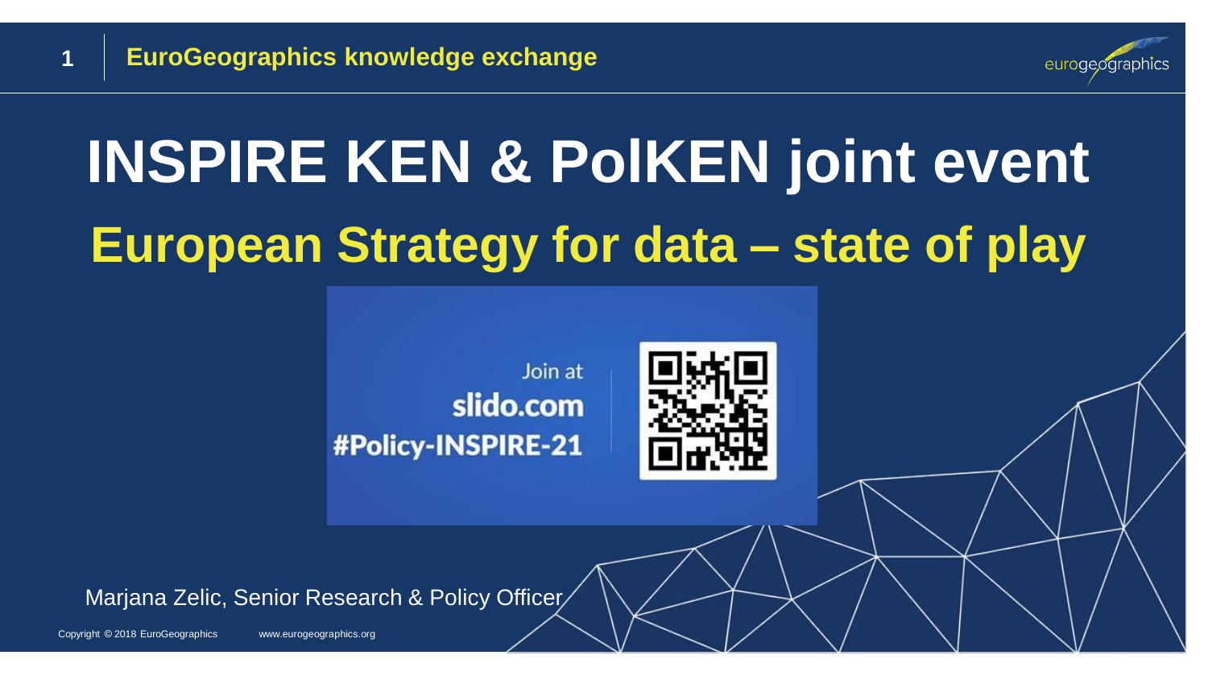# INSPIRE KEN & PolKEN joint event

## European Strategy for data – state of play

Join at
**slido.com**
**#Policy-INSPIRE-21**

Marjana Zelic, Senior Research & Policy Officer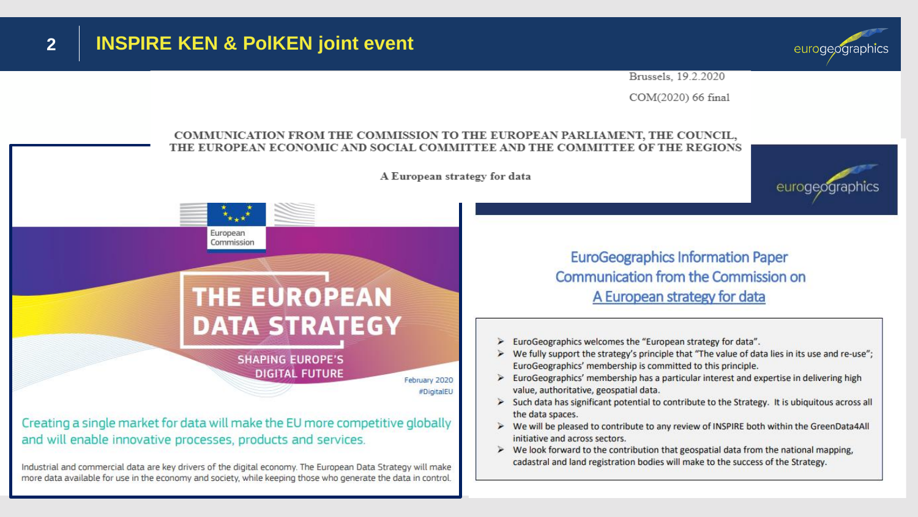# INSPIRE KEN & PolKEN joint event

Brussels, 19.2.2020

COM(2020) 66 final

COMMUNICATION FROM THE COMMISSION TO THE EUROPEAN PARLIAMENT, THE COUNCIL, THE EUROPEAN ECONOMIC AND SOCIAL COMMITTEE AND THE COMMITTEE OF THE REGIONS

A European strategy for data

European Commission

## THE EUROPEAN DATA STRATEGY

SHAPING EUROPE'S DIGITAL FUTURE

February 2020
#DigitalEU

Creating a single market for data will make the EU more competitive globally and will enable innovative processes, products and services.

Industrial and commercial data are key drivers of the digital economy. The European Data Strategy will make more data available for use in the economy and society, while keeping those who generate the data in control.

## EuroGeographics Information Paper
## Communication from the Commission on
## A European strategy for data

- EuroGeographics welcomes the "European strategy for data".
- We fully support the strategy's principle that "The value of data lies in its use and re-use"; EuroGeographics' membership is committed to this principle.
- EuroGeographics' membership has a particular interest and expertise in delivering high value, authoritative, geospatial data.
- Such data has significant potential to contribute to the Strategy. It is ubiquitous across all the data spaces.
- We will be pleased to contribute to any review of INSPIRE both within the GreenData4All initiative and across sectors.
- We look forward to the contribution that geospatial data from the national mapping, cadastral and land registration bodies will make to the success of the Strategy.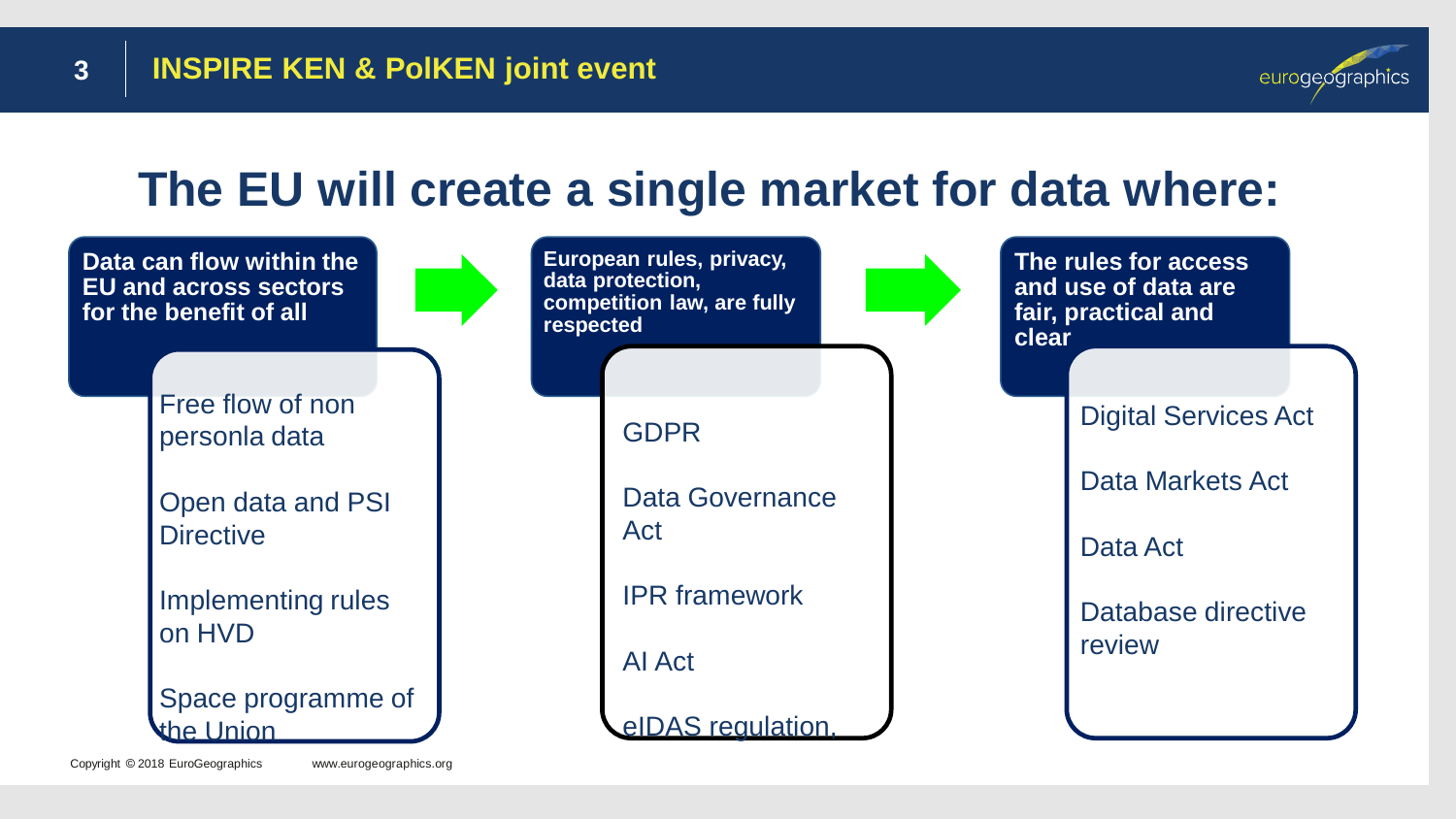# The EU will create a single market for data where:

**Data can flow within the EU and across sectors for the benefit of all**

- Free flow of non personla data
- Open data and PSI Directive
- Implementing rules on HVD
- Space programme of the Union

**European rules, privacy, data protection, competition law, are fully respected**

- GDPR
- Data Governance Act
- IPR framework
- AI Act
- eIDAS regulation,

**The rules for access and use of data are fair, practical and clear**

- Digital Services Act
- Data Markets Act
- Data Act
- Database directive review

Copyright © 2018 EuroGeographics www.eurogeographics.org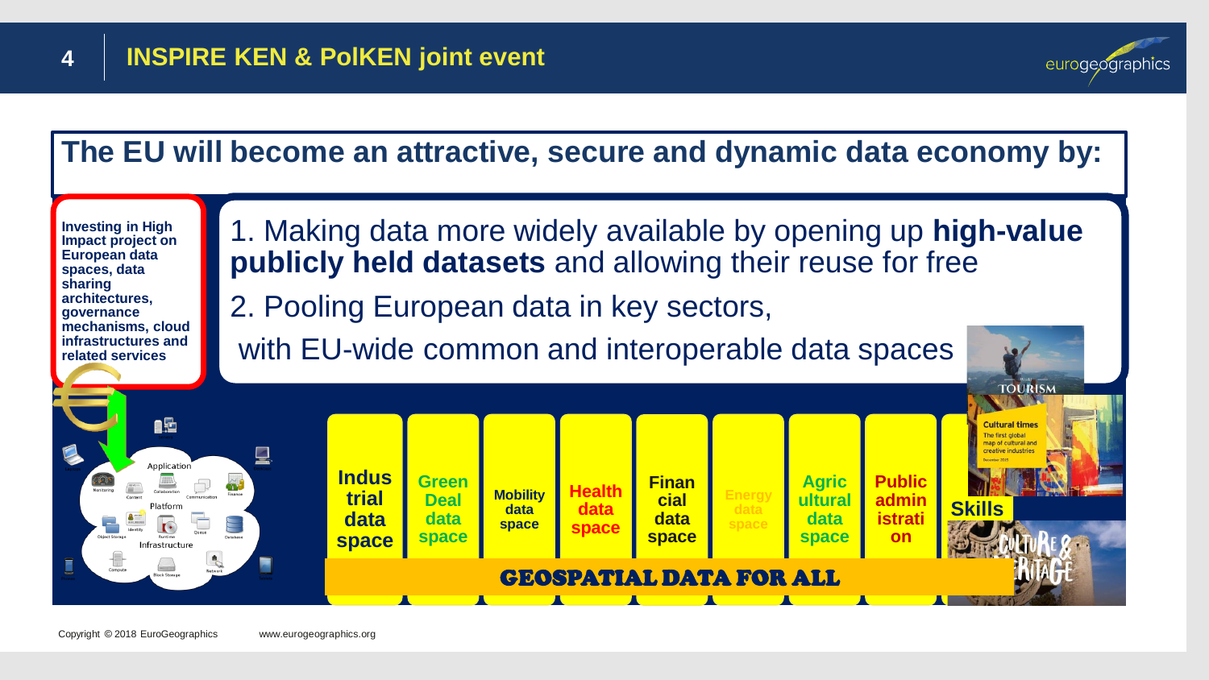## The EU will become an attractive, secure and dynamic data economy by:

**Investing in High Impact project on European data spaces, data sharing architectures, governance mechanisms, cloud infrastructures and related services**

1. Making data more widely available by opening up **high-value publicly held datasets** and allowing their reuse for free

2. Pooling European data in key sectors,

with EU-wide common and interoperable data spaces

- **Industrial data space**
- **Green Deal data space**
- **Mobility data space**
- **Health data space**
- **Financial data space**
- **Energy data space**
- **Agricultural data space**
- **Public administration**
- **Skills**

**GEOSPATIAL DATA FOR ALL**

Copyright © 2018 EuroGeographics www.eurogeographics.org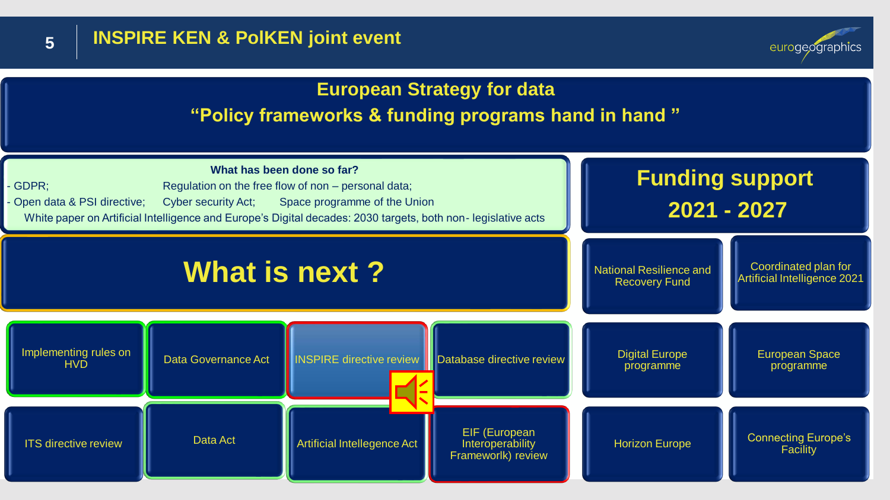# European Strategy for data

## "Policy frameworks & funding programs hand in hand "

**What has been done so far?**

- GDPR; Regulation on the free flow of non – personal data;
- Open data & PSI directive; Cyber security Act; Space programme of the Union

White paper on Artificial Intelligence and Europe's Digital decades: 2030 targets, both non- legislative acts

## What is next ?

- Implementing rules on HVD
- Data Governance Act
- INSPIRE directive review
- Database directive review
- ITS directive review
- Data Act
- Artificial Intellegence Act
- EIF (European Interoperability Frameworlk) review

## Funding support 2021 - 2027

- National Resilience and Recovery Fund
- Coordinated plan for Artificial Intelligence 2021
- Digital Europe programme
- European Space programme
- Horizon Europe
- Connecting Europe's Facility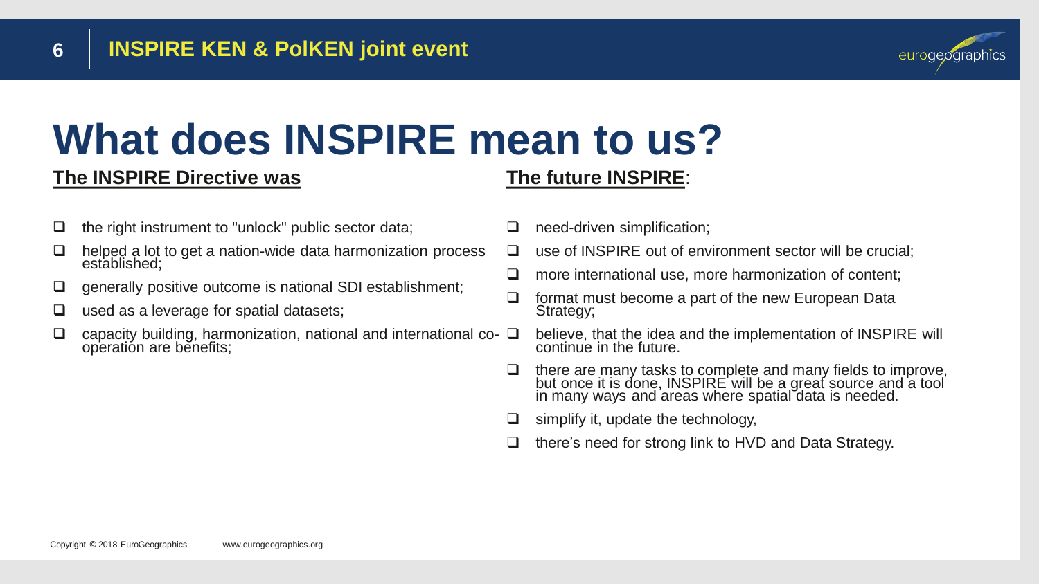# What does INSPIRE mean to us?

## The INSPIRE Directive was

- the right instrument to "unlock" public sector data;
- helped a lot to get a nation-wide data harmonization process established;
- generally positive outcome is national SDI establishment;
- used as a leverage for spatial datasets;
- capacity building, harmonization, national and international co-operation are benefits;

## The future INSPIRE:

- need-driven simplification;
- use of INSPIRE out of environment sector will be crucial;
- more international use, more harmonization of content;
- format must become a part of the new European Data Strategy;
- believe, that the idea and the implementation of INSPIRE will continue in the future.
- there are many tasks to complete and many fields to improve, but once it is done, INSPIRE will be a great source and a tool in many ways and areas where spatial data is needed.
- simplify it, update the technology,
- there's need for strong link to HVD and Data Strategy.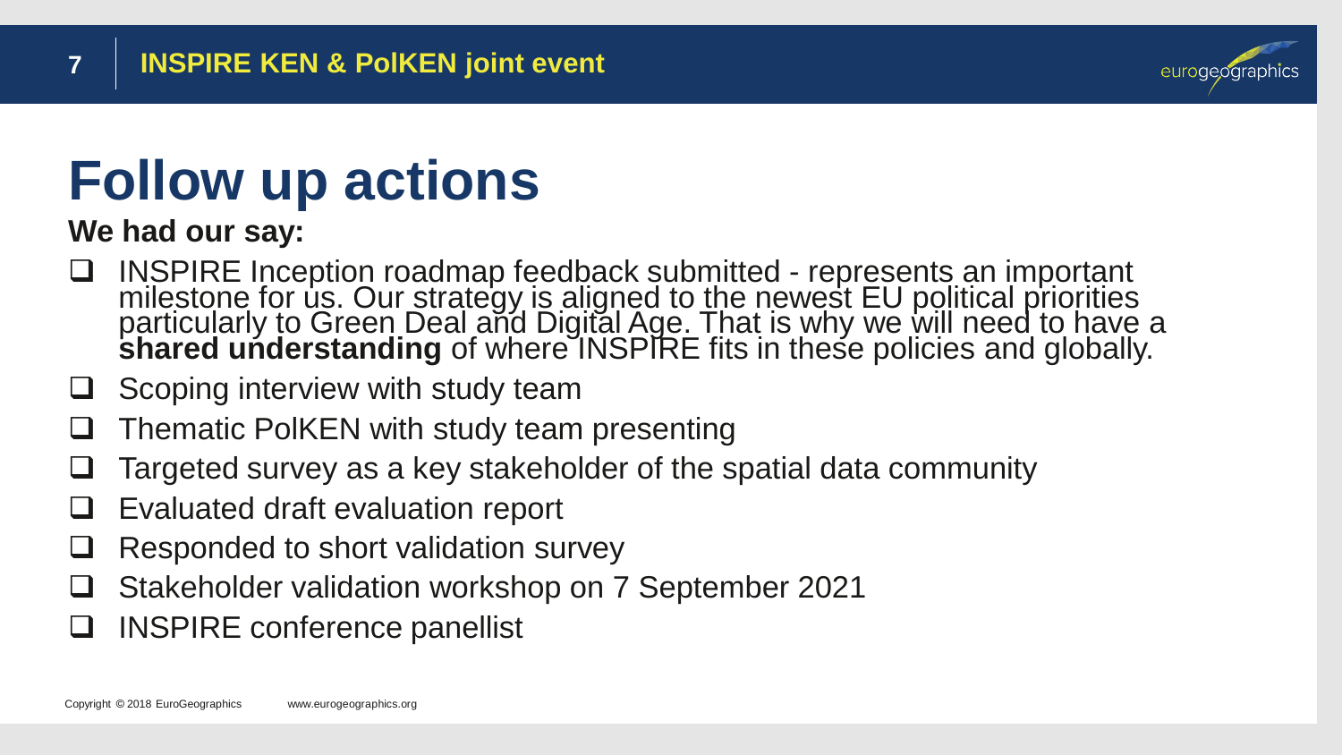# Follow up actions

**We had our say:**

- INSPIRE Inception roadmap feedback submitted - represents an important milestone for us. Our strategy is aligned to the newest EU political priorities particularly to Green Deal and Digital Age. That is why we will need to have a **shared understanding** of where INSPIRE fits in these policies and globally.
- Scoping interview with study team
- Thematic PolKEN with study team presenting
- Targeted survey as a key stakeholder of the spatial data community
- Evaluated draft evaluation report
- Responded to short validation survey
- Stakeholder validation workshop on 7 September 2021
- INSPIRE conference panellist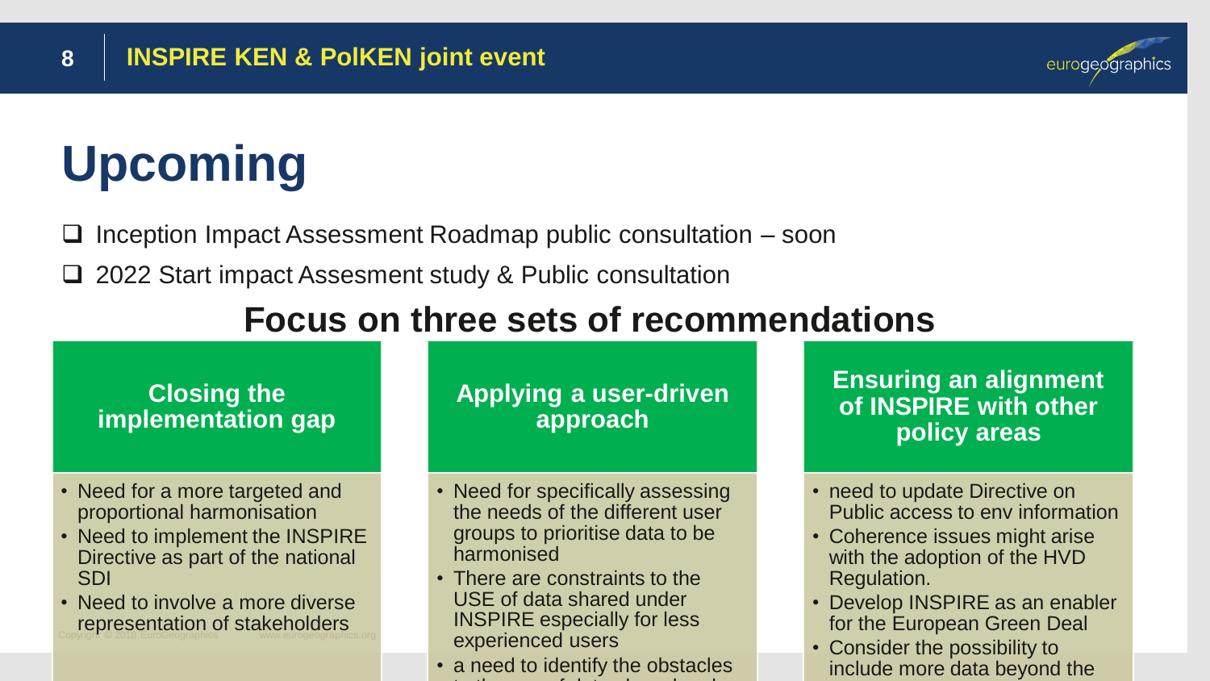# Upcoming

- ❑ Inception Impact Assessment Roadmap public consultation – soon
- ❑ 2022 Start impact Assesment study & Public consultation

## Focus on three sets of recommendations

### Closing the implementation gap

- Need for a more targeted and proportional harmonisation
- Need to implement the INSPIRE Directive as part of the national SDI
- Need to involve a more diverse representation of stakeholders

### Applying a user-driven approach

- Need for specifically assessing the needs of the different user groups to prioritise data to be harmonised
- There are constraints to the USE of data shared under INSPIRE especially for less experienced users
- a need to identify the obstacles

### Ensuring an alignment of INSPIRE with other policy areas

- need to update Directive on Public access to env information
- Coherence issues might arise with the adoption of the HVD Regulation.
- Develop INSPIRE as an enabler for the European Green Deal
- Consider the possibility to include more data beyond the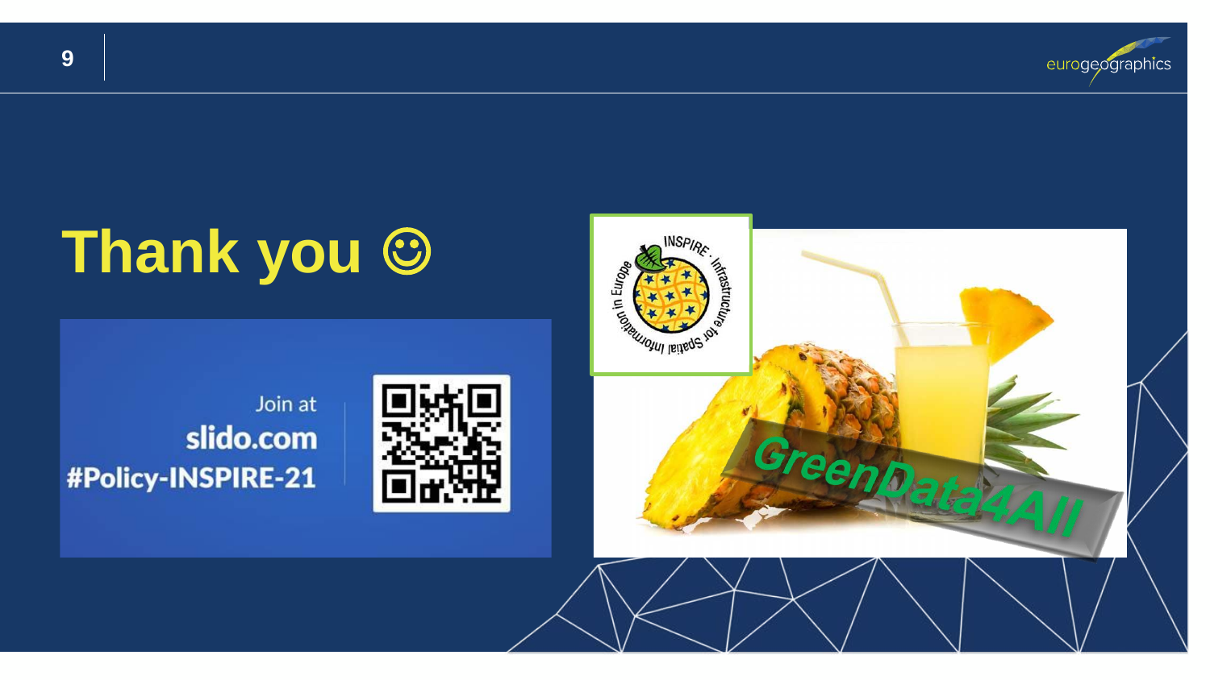# Thank you ☺

Join at
**slido.com**
**#Policy-INSPIRE-21**

INSPIRE · Infrastructure for Spatial Information in Europe

GreenData4All